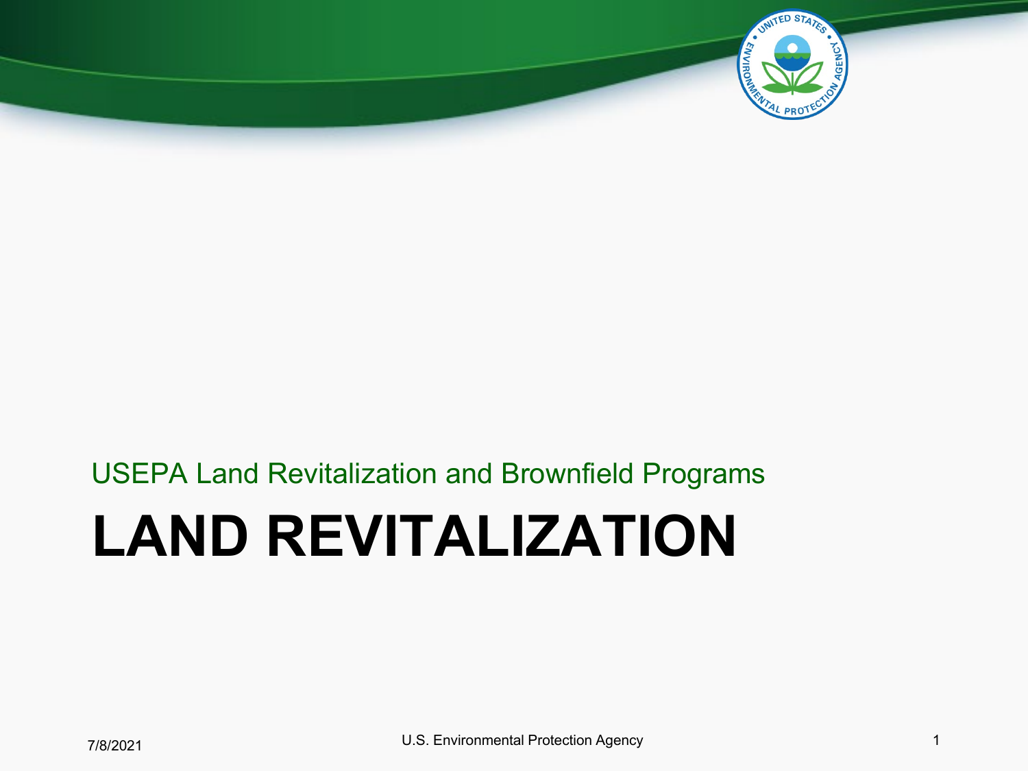USEPA Land Revitalization and Brownfield Programs

# LAND REVITALIZATION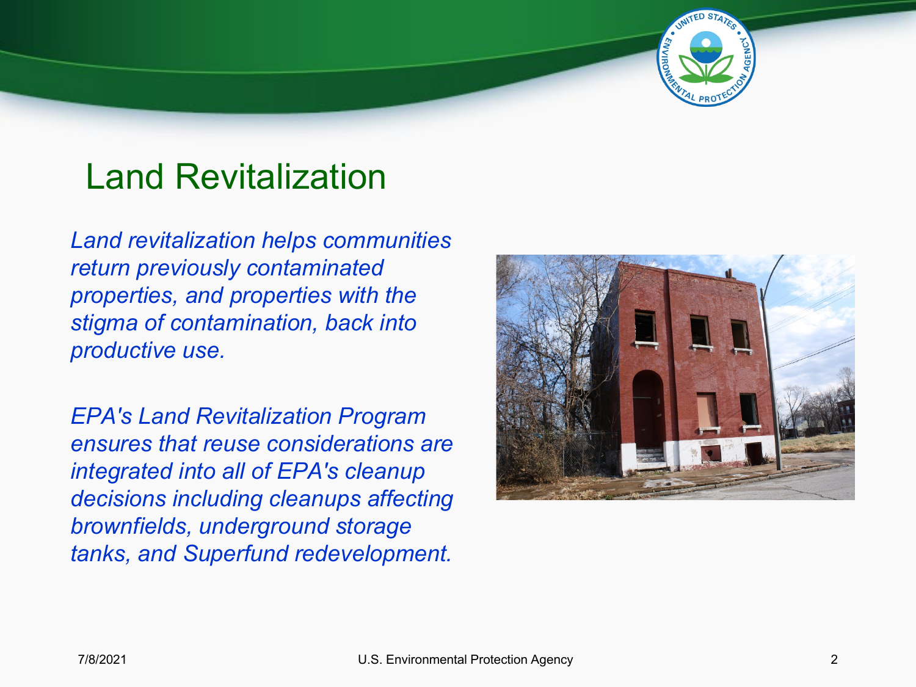# Land Revitalization

*Land revitalization helps communities return previously contaminated properties, and properties with the stigma of contamination, back into productive use.*

*EPA's Land Revitalization Program ensures that reuse considerations are integrated into all of EPA's cleanup decisions including cleanups affecting brownfields, underground storage tanks, and Superfund redevelopment.*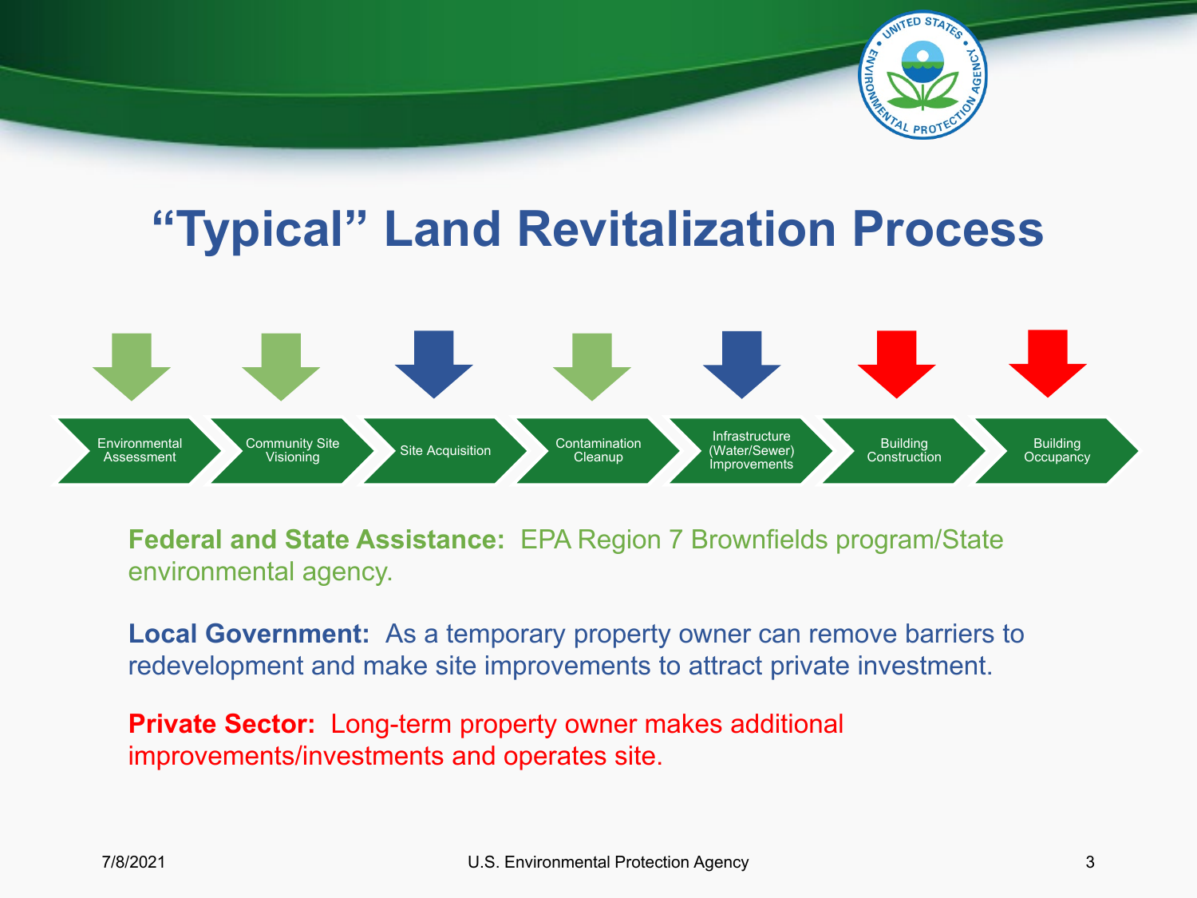# "Typical" Land Revitalization Process

Environmental Assessment → Community Site Visioning → Site Acquisition → Contamination Cleanup → Infrastructure (Water/Sewer) Improvements → Building Construction → Building Occupancy

**Federal and State Assistance:** EPA Region 7 Brownfields program/State environmental agency.

**Local Government:** As a temporary property owner can remove barriers to redevelopment and make site improvements to attract private investment.

**Private Sector:** Long-term property owner makes additional improvements/investments and operates site.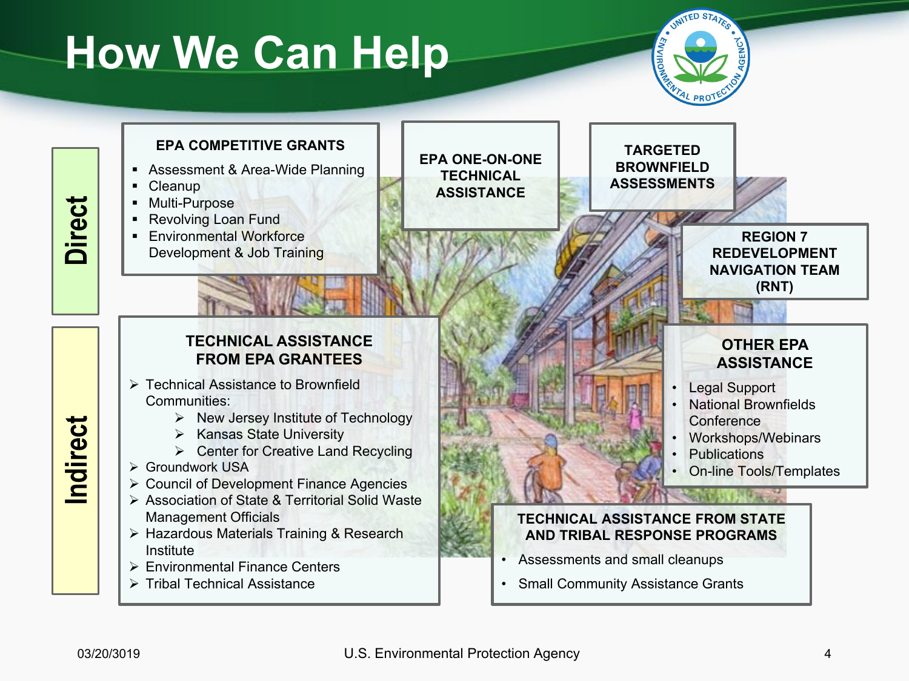# How We Can Help

## Direct

### EPA COMPETITIVE GRANTS

- Assessment & Area-Wide Planning
- Cleanup
- Multi-Purpose
- Revolving Loan Fund
- Environmental Workforce Development & Job Training

### EPA ONE-ON-ONE TECHNICAL ASSISTANCE

### TARGETED BROWNFIELD ASSESSMENTS

### REGION 7 REDEVELOPMENT NAVIGATION TEAM (RNT)

## Indirect

### TECHNICAL ASSISTANCE FROM EPA GRANTEES

- Technical Assistance to Brownfield Communities:
  - New Jersey Institute of Technology
  - Kansas State University
  - Center for Creative Land Recycling
- Groundwork USA
- Council of Development Finance Agencies
- Association of State & Territorial Solid Waste Management Officials
- Hazardous Materials Training & Research Institute
- Environmental Finance Centers
- Tribal Technical Assistance

### OTHER EPA ASSISTANCE

- Legal Support
- National Brownfields Conference
- Workshops/Webinars
- Publications
- On-line Tools/Templates

### TECHNICAL ASSISTANCE FROM STATE AND TRIBAL RESPONSE PROGRAMS

- Assessments and small cleanups
- Small Community Assistance Grants

03/20/3019

U.S. Environmental Protection Agency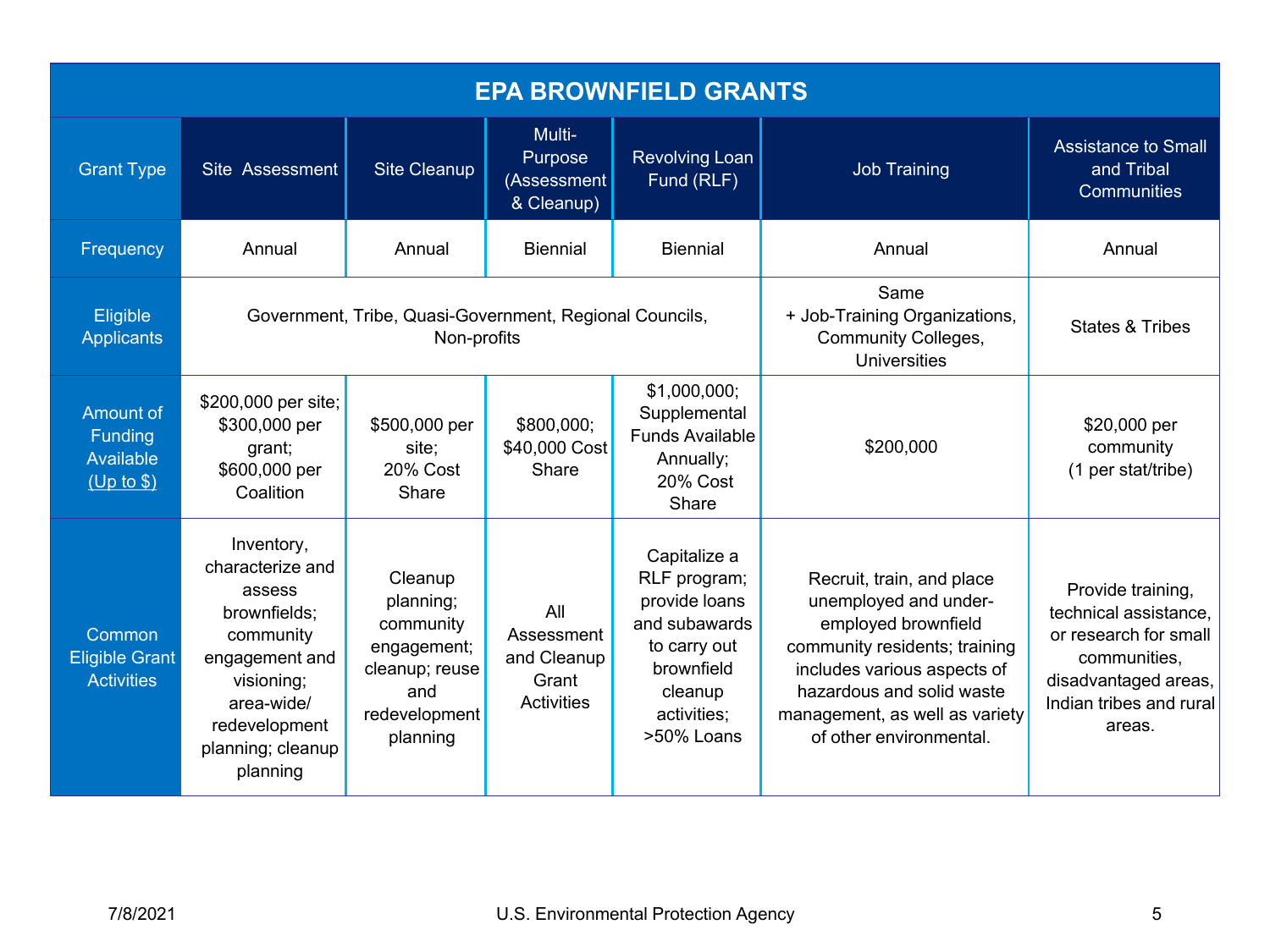# EPA BROWNFIELD GRANTS

| Grant Type | Site Assessment | Site Cleanup | Multi-Purpose (Assessment & Cleanup) | Revolving Loan Fund (RLF) | Job Training | Assistance to Small and Tribal Communities |
|---|---|---|---|---|---|---|
| Frequency | Annual | Annual | Biennial | Biennial | Annual | Annual |
| Eligible Applicants | Government, Tribe, Quasi-Government, Regional Councils, Non-profits | | | | Same + Job-Training Organizations, Community Colleges, Universities | States & Tribes |
| Amount of Funding Available (Up to $) | $200,000 per site; $300,000 per grant; $600,000 per Coalition | $500,000 per site; 20% Cost Share | $800,000; $40,000 Cost Share | $1,000,000; Supplemental Funds Available Annually; 20% Cost Share | $200,000 | $20,000 per community (1 per stat/tribe) |
| Common Eligible Grant Activities | Inventory, characterize and assess brownfields; community engagement and visioning; area-wide/ redevelopment planning; cleanup planning | Cleanup planning; community engagement; cleanup; reuse and redevelopment planning | All Assessment and Cleanup Grant Activities | Capitalize a RLF program; provide loans and subawards to carry out brownfield cleanup activities; >50% Loans | Recruit, train, and place unemployed and under-employed brownfield community residents; training includes various aspects of hazardous and solid waste management, as well as variety of other environmental. | Provide training, technical assistance, or research for small communities, disadvantaged areas, Indian tribes and rural areas. |

7/8/2021 U.S. Environmental Protection Agency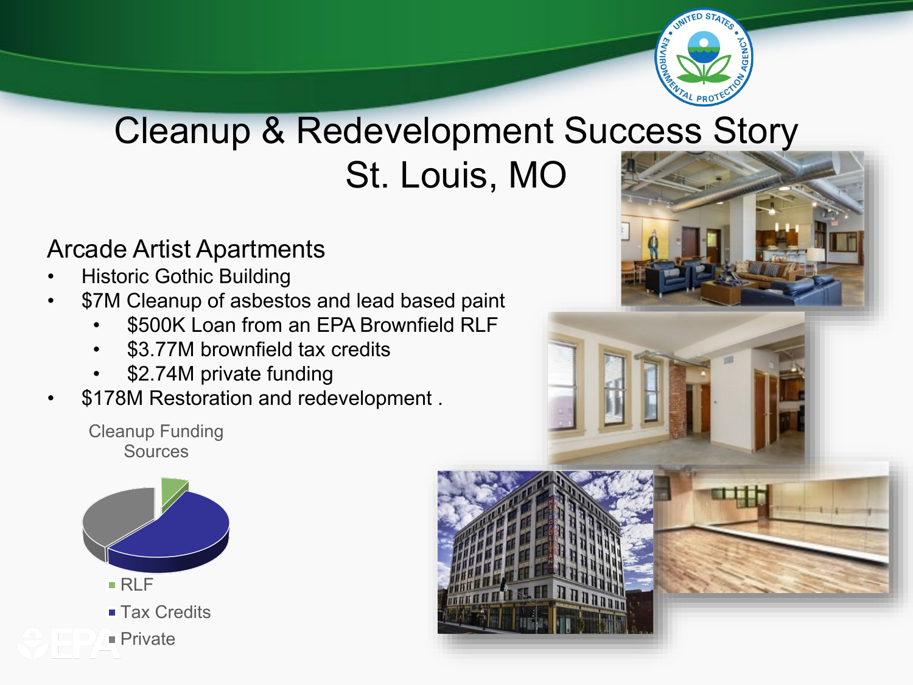# Cleanup & Redevelopment Success Story
# St. Louis, MO

## Arcade Artist Apartments

- Historic Gothic Building
- $7M Cleanup of asbestos and lead based paint
  - $500K Loan from an EPA Brownfield RLF
  - $3.77M brownfield tax credits
  - $2.74M private funding
- $178M Restoration and redevelopment .

Cleanup Funding Sources

- RLF
- Tax Credits
- Private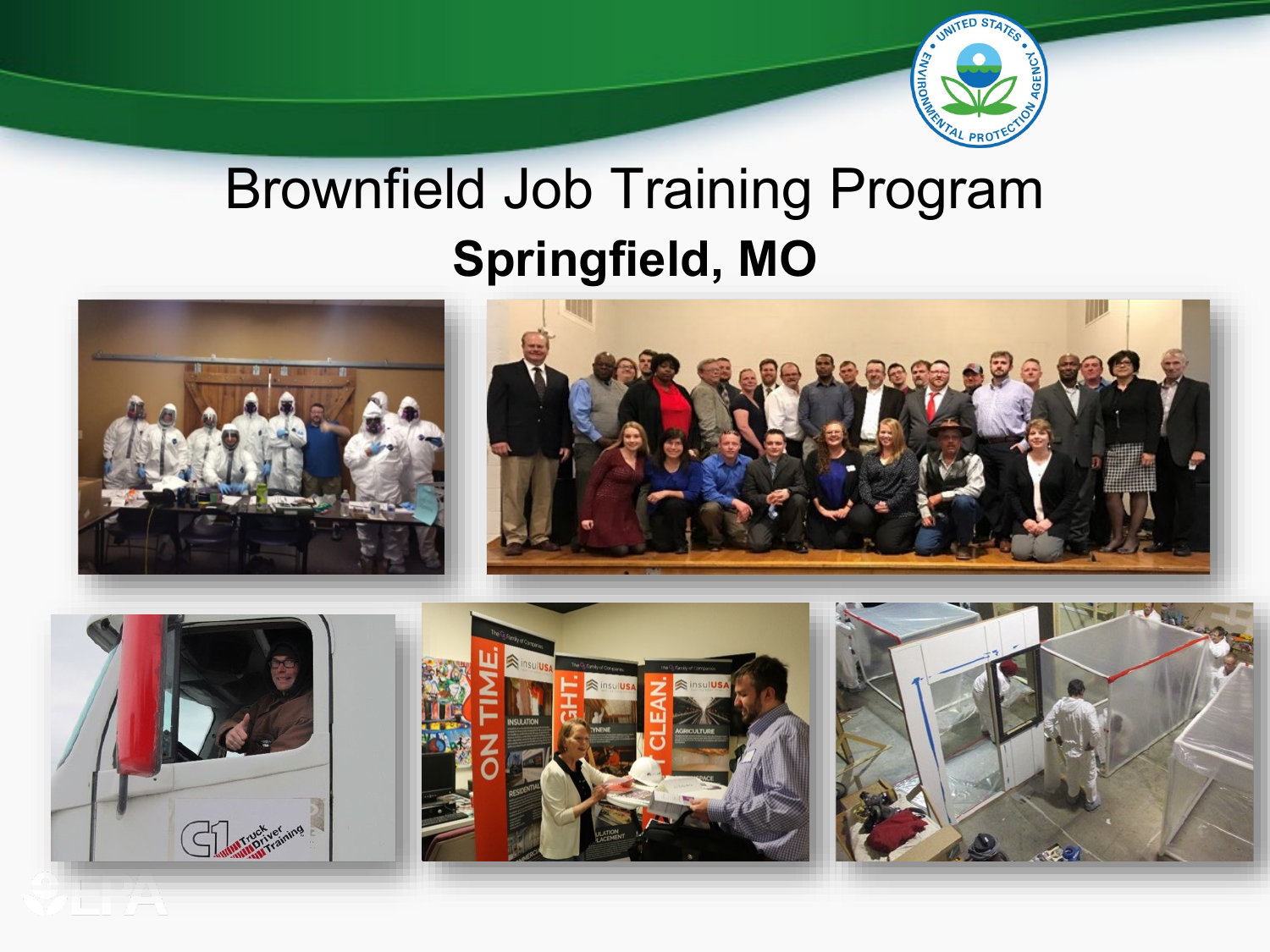# Brownfield Job Training Program

## Springfield, MO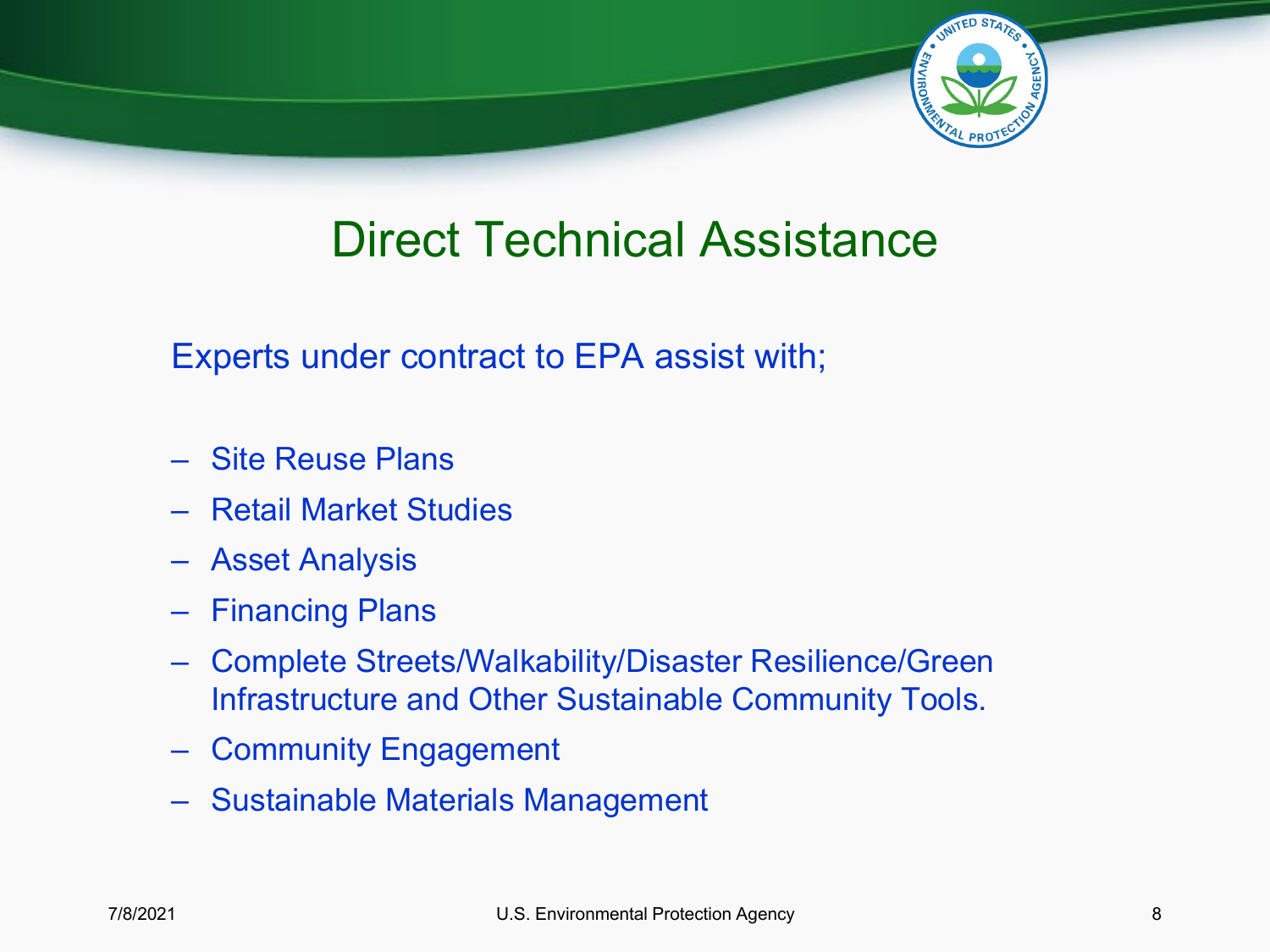# Direct Technical Assistance

Experts under contract to EPA assist with;

- Site Reuse Plans
- Retail Market Studies
- Asset Analysis
- Financing Plans
- Complete Streets/Walkability/Disaster Resilience/Green Infrastructure and Other Sustainable Community Tools.
- Community Engagement
- Sustainable Materials Management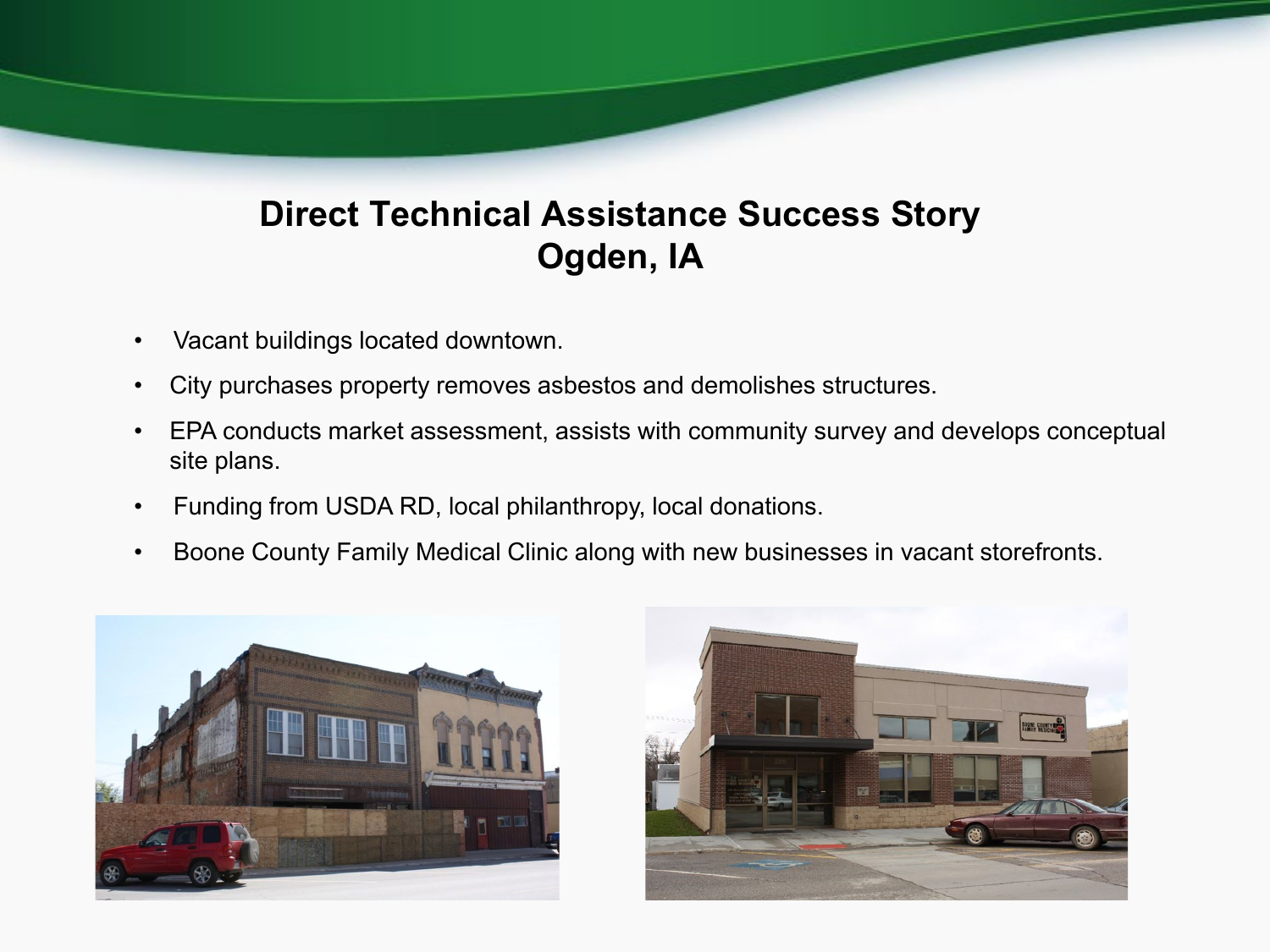# Direct Technical Assistance Success Story
# Ogden, IA

- Vacant buildings located downtown.
- City purchases property removes asbestos and demolishes structures.
- EPA conducts market assessment, assists with community survey and develops conceptual site plans.
- Funding from USDA RD, local philanthropy, local donations.
- Boone County Family Medical Clinic along with new businesses in vacant storefronts.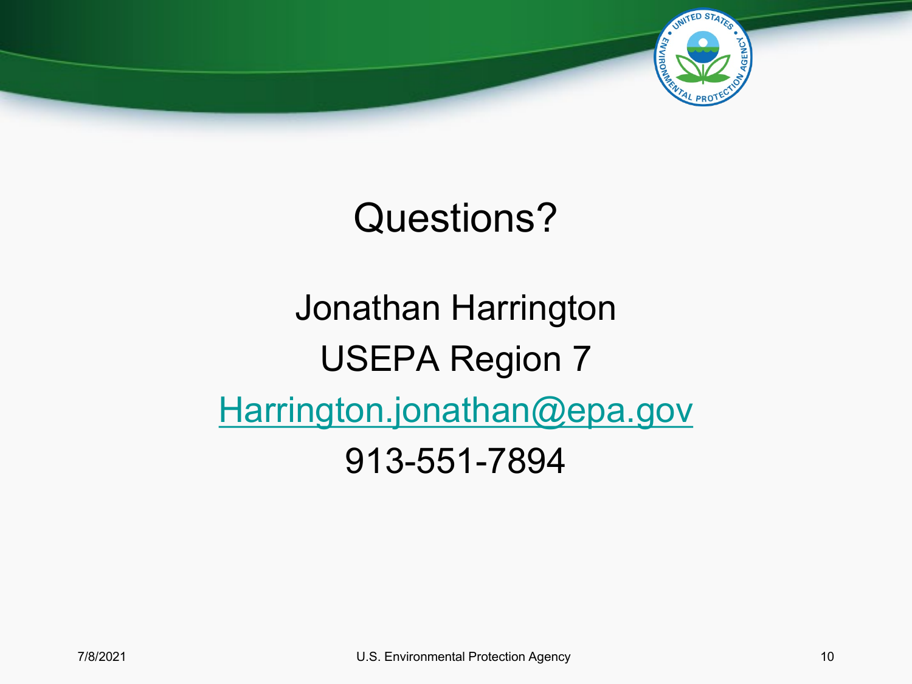# Questions?

Jonathan Harrington

USEPA Region 7

Harrington.jonathan@epa.gov

913-551-7894